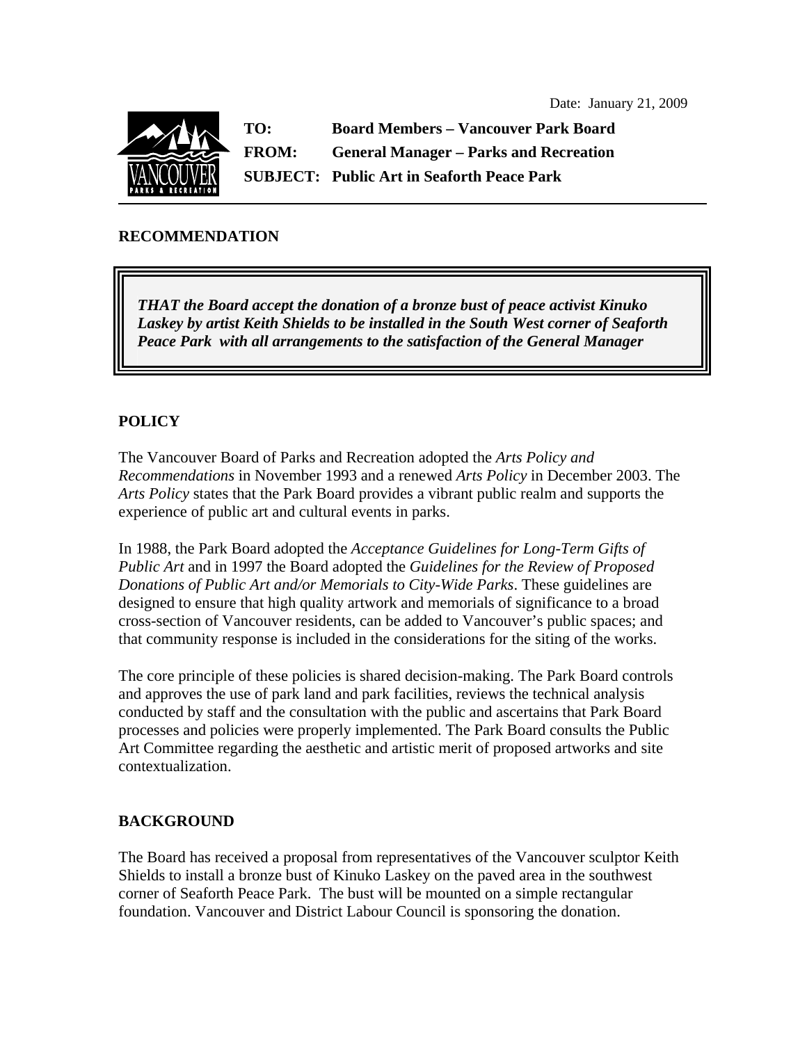Date: January 21, 2009

**TO:** Board Members – Vancouver Park Board
**FROM:** General Manager – Parks and Recreation
**SUBJECT:** Public Art in Seaforth Peace Park

## RECOMMENDATION

> ***THAT the Board accept the donation of a bronze bust of peace activist Kinuko Laskey by artist Keith Shields to be installed in the South West corner of Seaforth Peace Park with all arrangements to the satisfaction of the General Manager***

## POLICY

The Vancouver Board of Parks and Recreation adopted the *Arts Policy and Recommendations* in November 1993 and a renewed *Arts Policy* in December 2003. The *Arts Policy* states that the Park Board provides a vibrant public realm and supports the experience of public art and cultural events in parks.

In 1988, the Park Board adopted the *Acceptance Guidelines for Long-Term Gifts of Public Art* and in 1997 the Board adopted the *Guidelines for the Review of Proposed Donations of Public Art and/or Memorials to City-Wide Parks*. These guidelines are designed to ensure that high quality artwork and memorials of significance to a broad cross-section of Vancouver residents, can be added to Vancouver's public spaces; and that community response is included in the considerations for the siting of the works.

The core principle of these policies is shared decision-making. The Park Board controls and approves the use of park land and park facilities, reviews the technical analysis conducted by staff and the consultation with the public and ascertains that Park Board processes and policies were properly implemented. The Park Board consults the Public Art Committee regarding the aesthetic and artistic merit of proposed artworks and site contextualization.

## BACKGROUND

The Board has received a proposal from representatives of the Vancouver sculptor Keith Shields to install a bronze bust of Kinuko Laskey on the paved area in the southwest corner of Seaforth Peace Park. The bust will be mounted on a simple rectangular foundation. Vancouver and District Labour Council is sponsoring the donation.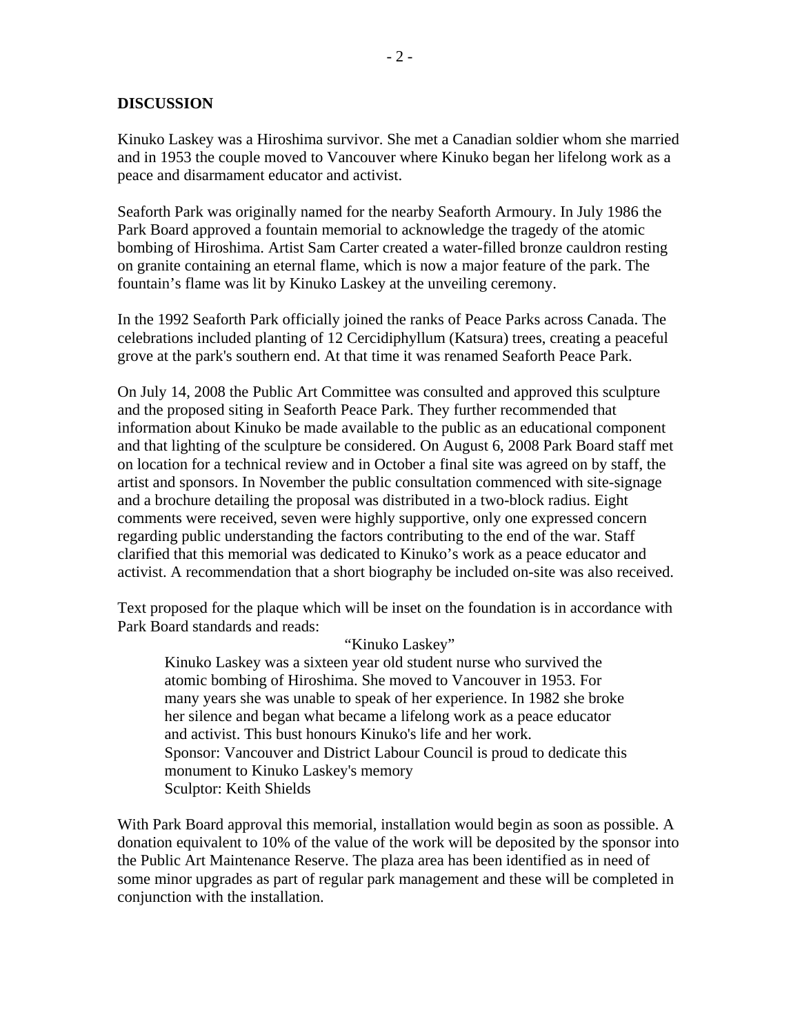## DISCUSSION

Kinuko Laskey was a Hiroshima survivor. She met a Canadian soldier whom she married and in 1953 the couple moved to Vancouver where Kinuko began her lifelong work as a peace and disarmament educator and activist.

Seaforth Park was originally named for the nearby Seaforth Armoury. In July 1986 the Park Board approved a fountain memorial to acknowledge the tragedy of the atomic bombing of Hiroshima. Artist Sam Carter created a water-filled bronze cauldron resting on granite containing an eternal flame, which is now a major feature of the park. The fountain's flame was lit by Kinuko Laskey at the unveiling ceremony.

In the 1992 Seaforth Park officially joined the ranks of Peace Parks across Canada. The celebrations included planting of 12 Cercidiphyllum (Katsura) trees, creating a peaceful grove at the park's southern end. At that time it was renamed Seaforth Peace Park.

On July 14, 2008 the Public Art Committee was consulted and approved this sculpture and the proposed siting in Seaforth Peace Park. They further recommended that information about Kinuko be made available to the public as an educational component and that lighting of the sculpture be considered. On August 6, 2008 Park Board staff met on location for a technical review and in October a final site was agreed on by staff, the artist and sponsors. In November the public consultation commenced with site-signage and a brochure detailing the proposal was distributed in a two-block radius. Eight comments were received, seven were highly supportive, only one expressed concern regarding public understanding the factors contributing to the end of the war. Staff clarified that this memorial was dedicated to Kinuko's work as a peace educator and activist. A recommendation that a short biography be included on-site was also received.

Text proposed for the plaque which will be inset on the foundation is in accordance with Park Board standards and reads:

> "Kinuko Laskey"
>
> Kinuko Laskey was a sixteen year old student nurse who survived the atomic bombing of Hiroshima. She moved to Vancouver in 1953. For many years she was unable to speak of her experience. In 1982 she broke her silence and began what became a lifelong work as a peace educator and activist. This bust honours Kinuko's life and her work.
> Sponsor: Vancouver and District Labour Council is proud to dedicate this monument to Kinuko Laskey's memory
> Sculptor: Keith Shields

With Park Board approval this memorial, installation would begin as soon as possible. A donation equivalent to 10% of the value of the work will be deposited by the sponsor into the Public Art Maintenance Reserve. The plaza area has been identified as in need of some minor upgrades as part of regular park management and these will be completed in conjunction with the installation.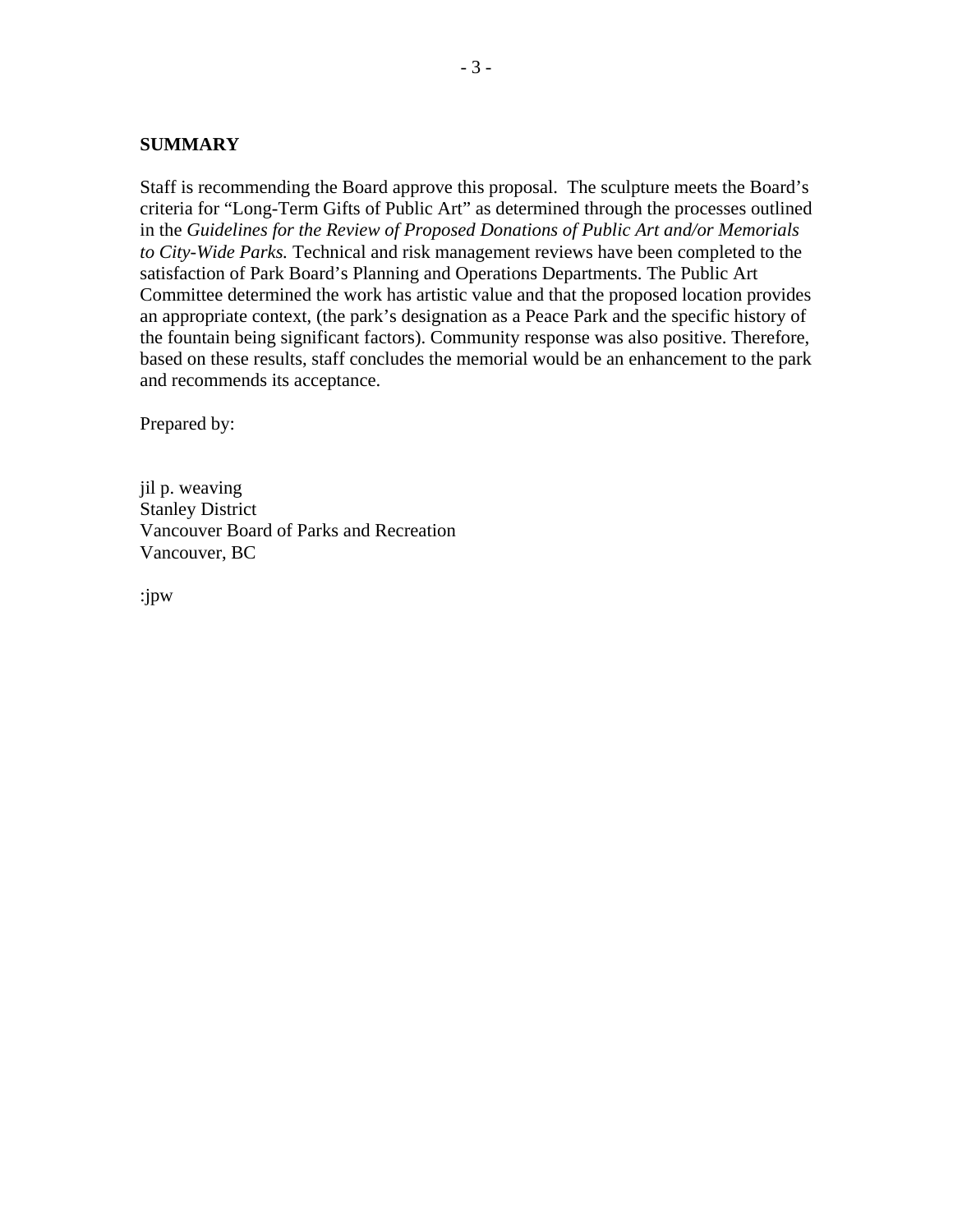## SUMMARY

Staff is recommending the Board approve this proposal. The sculpture meets the Board's criteria for "Long-Term Gifts of Public Art" as determined through the processes outlined in the *Guidelines for the Review of Proposed Donations of Public Art and/or Memorials to City-Wide Parks.* Technical and risk management reviews have been completed to the satisfaction of Park Board's Planning and Operations Departments. The Public Art Committee determined the work has artistic value and that the proposed location provides an appropriate context, (the park's designation as a Peace Park and the specific history of the fountain being significant factors). Community response was also positive. Therefore, based on these results, staff concludes the memorial would be an enhancement to the park and recommends its acceptance.

Prepared by:

jil p. weaving
Stanley District
Vancouver Board of Parks and Recreation
Vancouver, BC

:jpw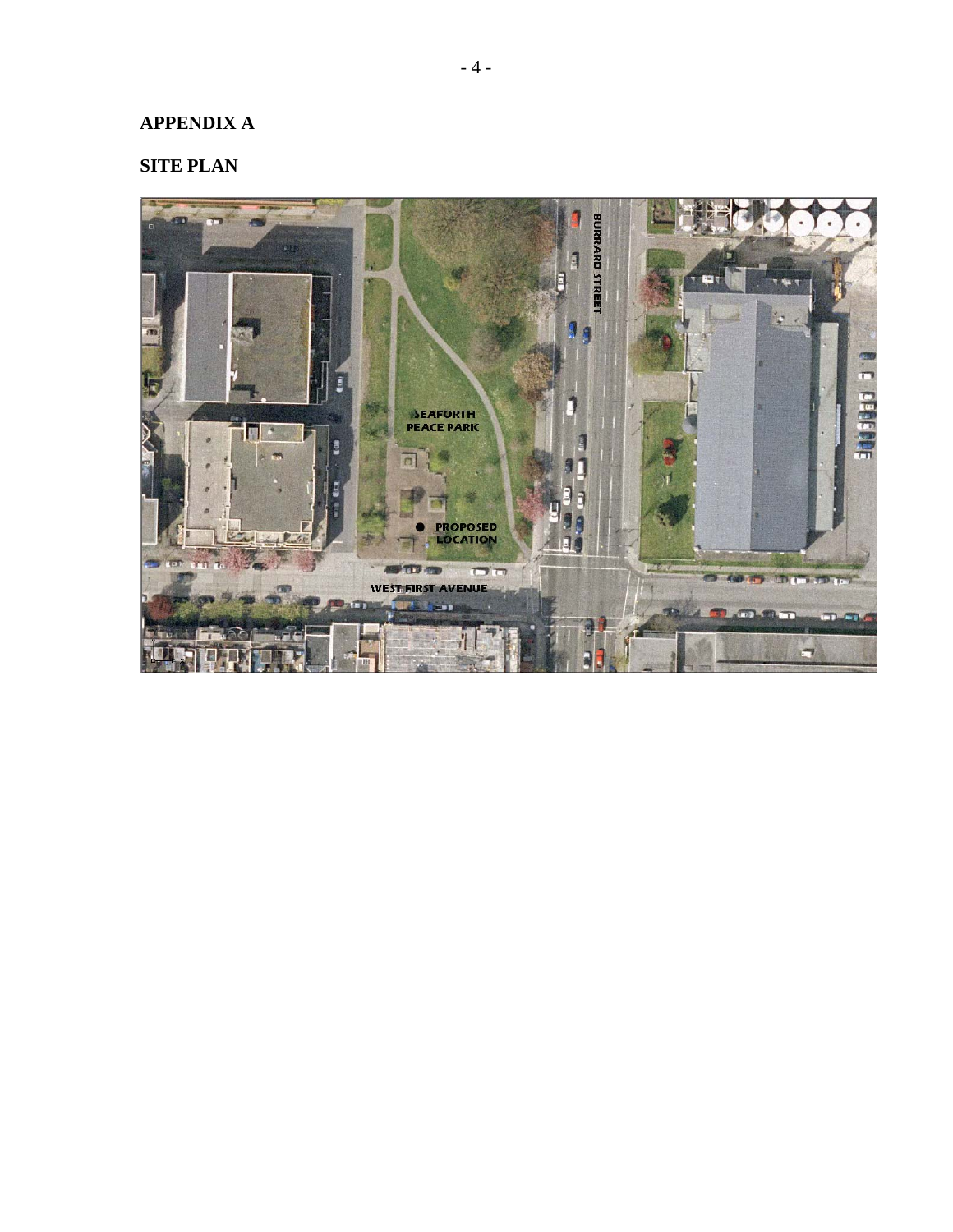# APPENDIX A

## SITE PLAN

SEAFORTH PEACE PARK

PROPOSED LOCATION

BURRARD STREET

WEST FIRST AVENUE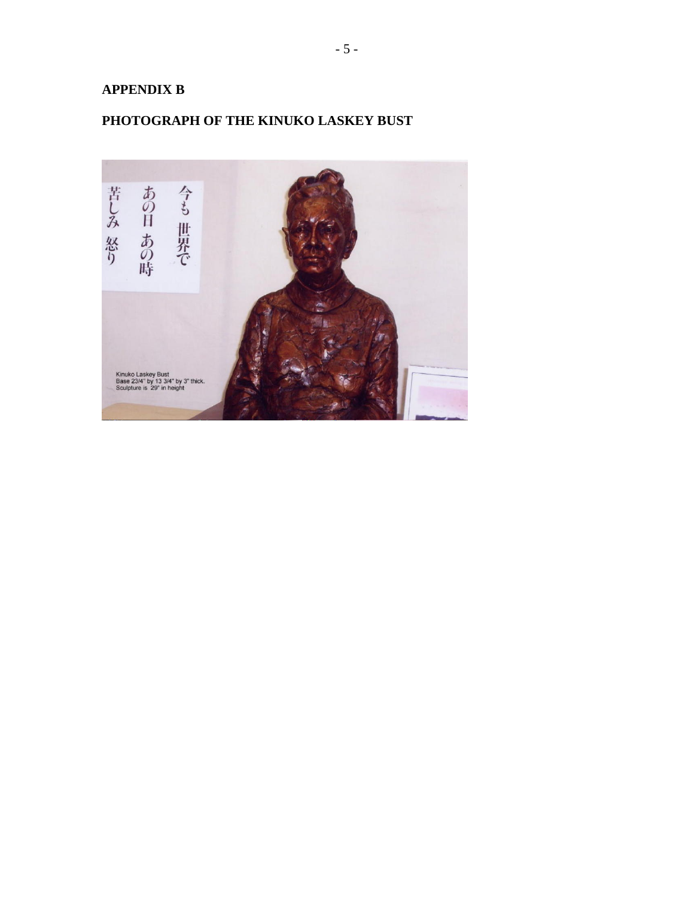## APPENDIX B

## PHOTOGRAPH OF THE KINUKO LASKEY BUST

今も 世界で
あの日 あの時
苦しみ 怒り

Kinuko Laskey Bust
Base 23/4" by 13 3/4" by 3" thick.
Sculpture is 29" in height